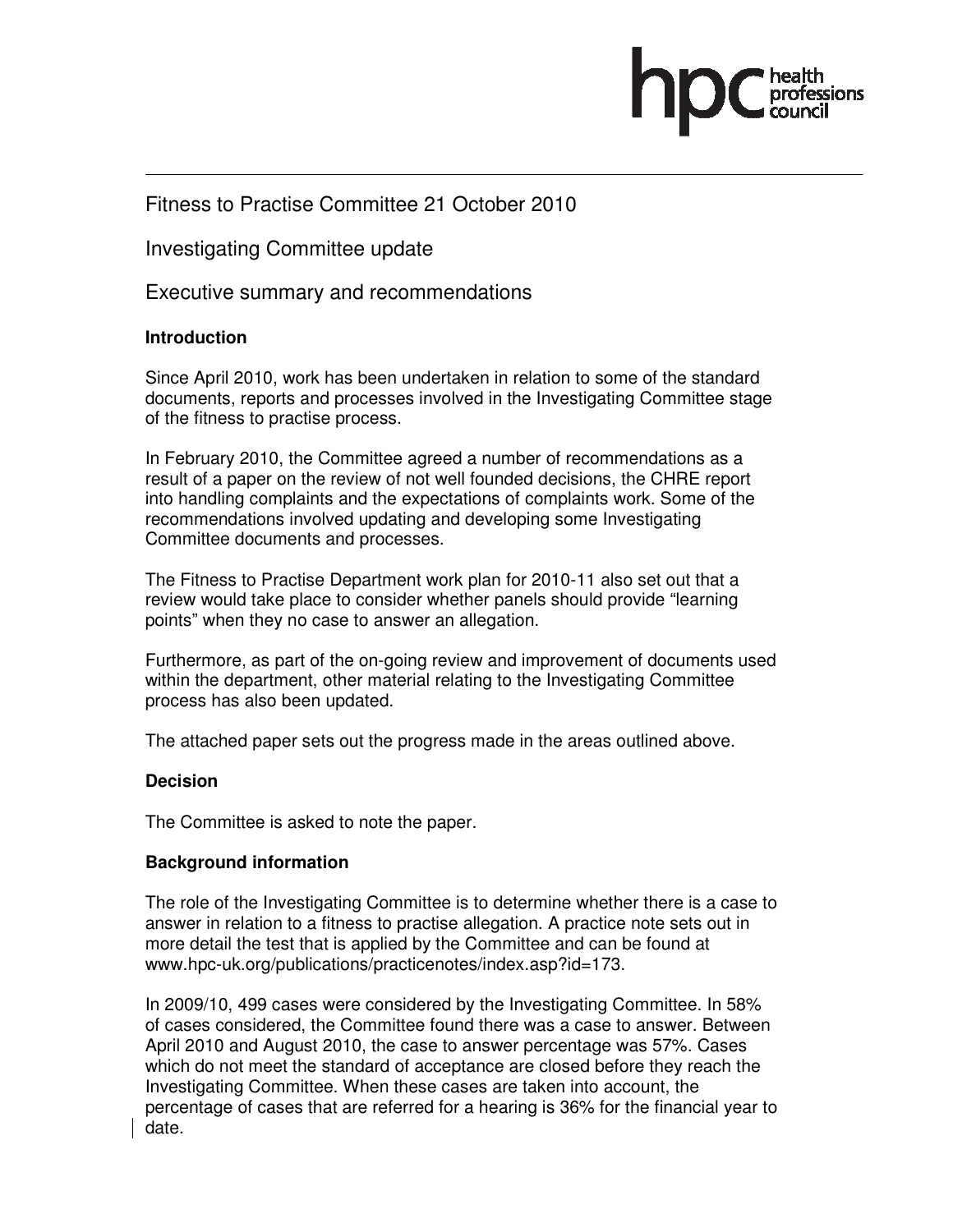# Fitness to Practise Committee 21 October 2010

## Investigating Committee update

## Executive summary and recommendations

### Introduction

Since April 2010, work has been undertaken in relation to some of the standard documents, reports and processes involved in the Investigating Committee stage of the fitness to practise process.

In February 2010, the Committee agreed a number of recommendations as a result of a paper on the review of not well founded decisions, the CHRE report into handling complaints and the expectations of complaints work. Some of the recommendations involved updating and developing some Investigating Committee documents and processes.

The Fitness to Practise Department work plan for 2010-11 also set out that a review would take place to consider whether panels should provide "learning points" when they no case to answer an allegation.

Furthermore, as part of the on-going review and improvement of documents used within the department, other material relating to the Investigating Committee process has also been updated.

The attached paper sets out the progress made in the areas outlined above.

### Decision

The Committee is asked to note the paper.

### Background information

The role of the Investigating Committee is to determine whether there is a case to answer in relation to a fitness to practise allegation. A practice note sets out in more detail the test that is applied by the Committee and can be found at www.hpc-uk.org/publications/practicenotes/index.asp?id=173.

In 2009/10, 499 cases were considered by the Investigating Committee. In 58% of cases considered, the Committee found there was a case to answer. Between April 2010 and August 2010, the case to answer percentage was 57%. Cases which do not meet the standard of acceptance are closed before they reach the Investigating Committee. When these cases are taken into account, the percentage of cases that are referred for a hearing is 36% for the financial year to date.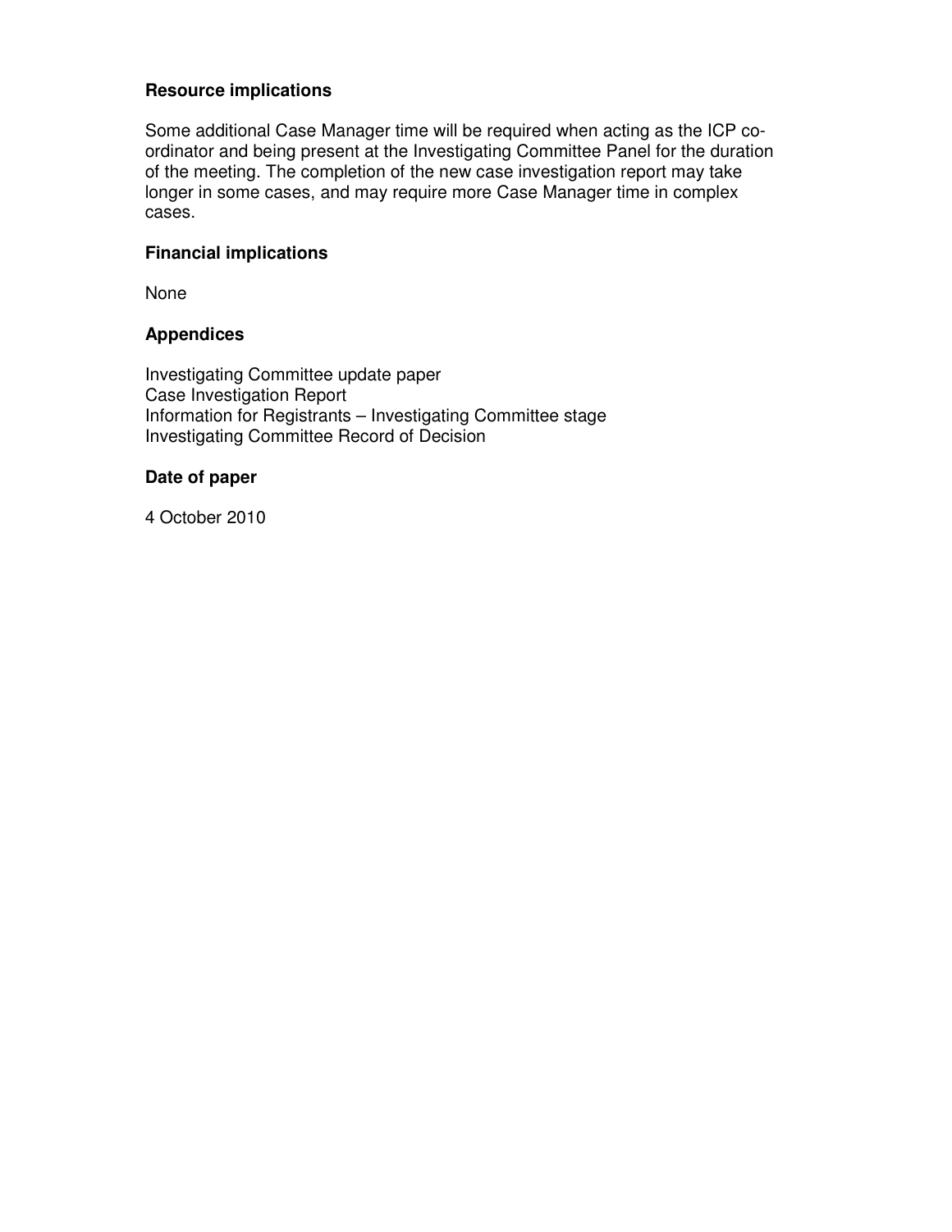**Resource implications**

Some additional Case Manager time will be required when acting as the ICP co-ordinator and being present at the Investigating Committee Panel for the duration of the meeting. The completion of the new case investigation report may take longer in some cases, and may require more Case Manager time in complex cases.

**Financial implications**

None

**Appendices**

Investigating Committee update paper
Case Investigation Report
Information for Registrants – Investigating Committee stage
Investigating Committee Record of Decision

**Date of paper**

4 October 2010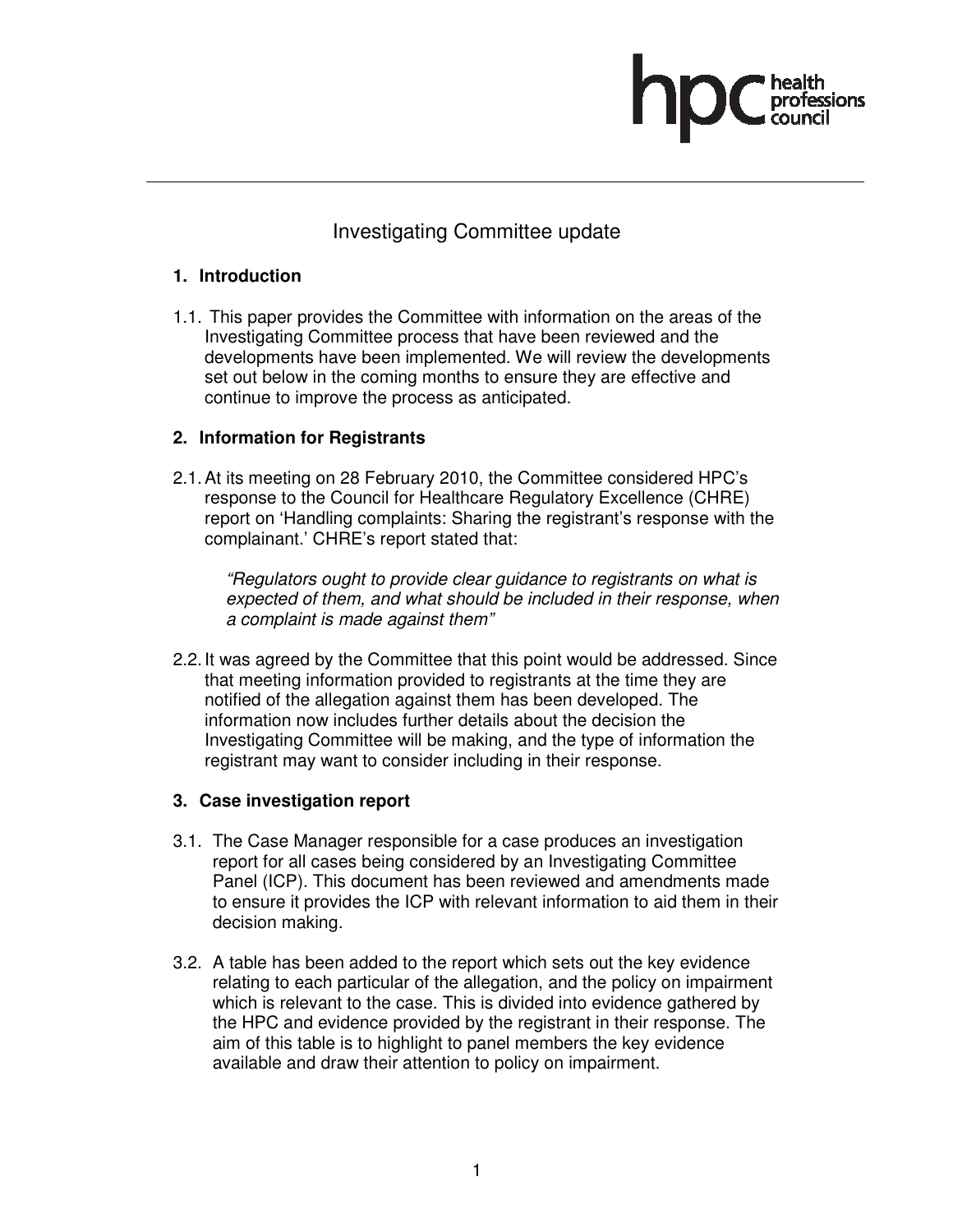# Investigating Committee update

## 1. Introduction

1.1. This paper provides the Committee with information on the areas of the Investigating Committee process that have been reviewed and the developments have been implemented. We will review the developments set out below in the coming months to ensure they are effective and continue to improve the process as anticipated.

## 2. Information for Registrants

2.1. At its meeting on 28 February 2010, the Committee considered HPC's response to the Council for Healthcare Regulatory Excellence (CHRE) report on 'Handling complaints: Sharing the registrant's response with the complainant.' CHRE's report stated that:

> *"Regulators ought to provide clear guidance to registrants on what is expected of them, and what should be included in their response, when a complaint is made against them"*

2.2. It was agreed by the Committee that this point would be addressed. Since that meeting information provided to registrants at the time they are notified of the allegation against them has been developed. The information now includes further details about the decision the Investigating Committee will be making, and the type of information the registrant may want to consider including in their response.

## 3. Case investigation report

3.1. The Case Manager responsible for a case produces an investigation report for all cases being considered by an Investigating Committee Panel (ICP). This document has been reviewed and amendments made to ensure it provides the ICP with relevant information to aid them in their decision making.

3.2. A table has been added to the report which sets out the key evidence relating to each particular of the allegation, and the policy on impairment which is relevant to the case. This is divided into evidence gathered by the HPC and evidence provided by the registrant in their response. The aim of this table is to highlight to panel members the key evidence available and draw their attention to policy on impairment.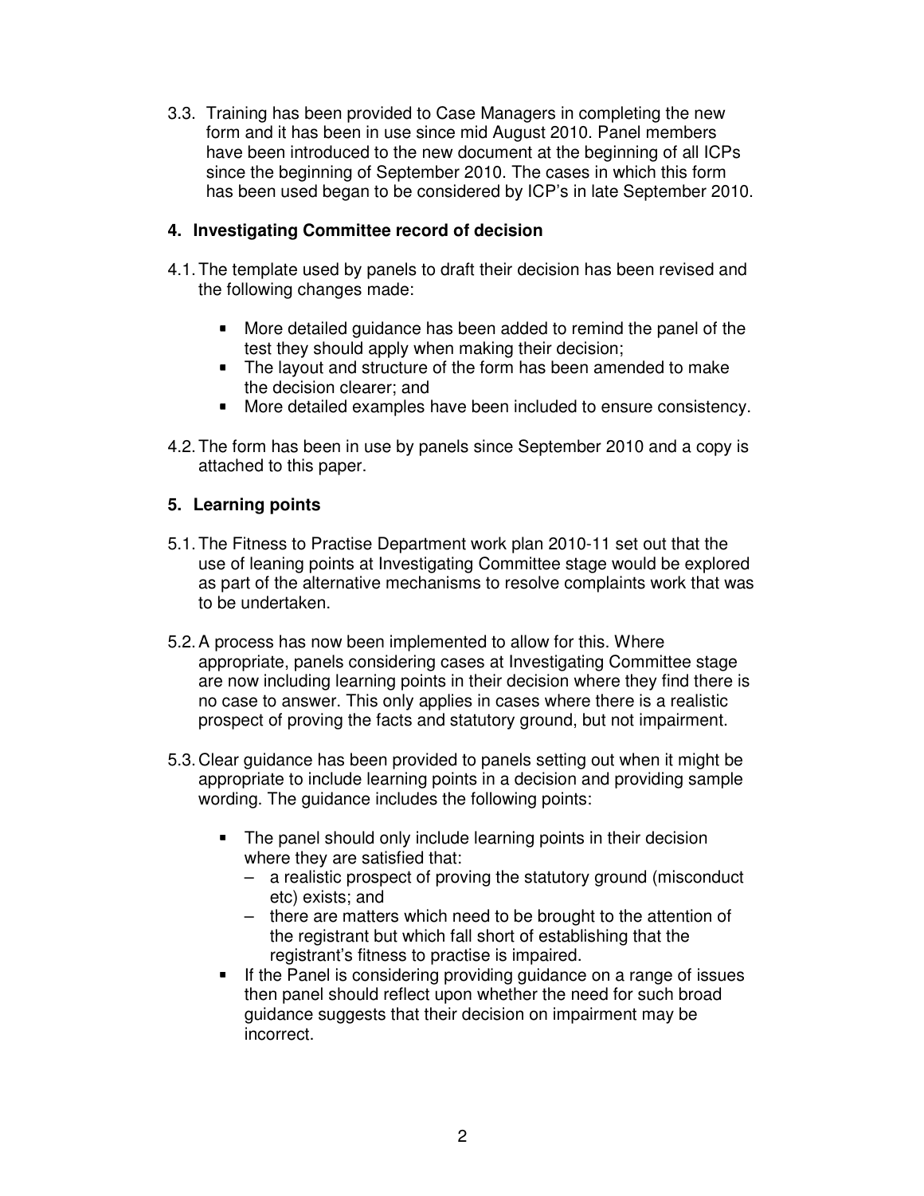3.3. Training has been provided to Case Managers in completing the new form and it has been in use since mid August 2010. Panel members have been introduced to the new document at the beginning of all ICPs since the beginning of September 2010. The cases in which this form has been used began to be considered by ICP's in late September 2010.

## 4. Investigating Committee record of decision

4.1. The template used by panels to draft their decision has been revised and the following changes made:

- More detailed guidance has been added to remind the panel of the test they should apply when making their decision;
- The layout and structure of the form has been amended to make the decision clearer; and
- More detailed examples have been included to ensure consistency.

4.2. The form has been in use by panels since September 2010 and a copy is attached to this paper.

## 5. Learning points

5.1. The Fitness to Practise Department work plan 2010-11 set out that the use of leaning points at Investigating Committee stage would be explored as part of the alternative mechanisms to resolve complaints work that was to be undertaken.

5.2. A process has now been implemented to allow for this. Where appropriate, panels considering cases at Investigating Committee stage are now including learning points in their decision where they find there is no case to answer. This only applies in cases where there is a realistic prospect of proving the facts and statutory ground, but not impairment.

5.3. Clear guidance has been provided to panels setting out when it might be appropriate to include learning points in a decision and providing sample wording. The guidance includes the following points:

- The panel should only include learning points in their decision where they are satisfied that:
  - a realistic prospect of proving the statutory ground (misconduct etc) exists; and
  - there are matters which need to be brought to the attention of the registrant but which fall short of establishing that the registrant's fitness to practise is impaired.
- If the Panel is considering providing guidance on a range of issues then panel should reflect upon whether the need for such broad guidance suggests that their decision on impairment may be incorrect.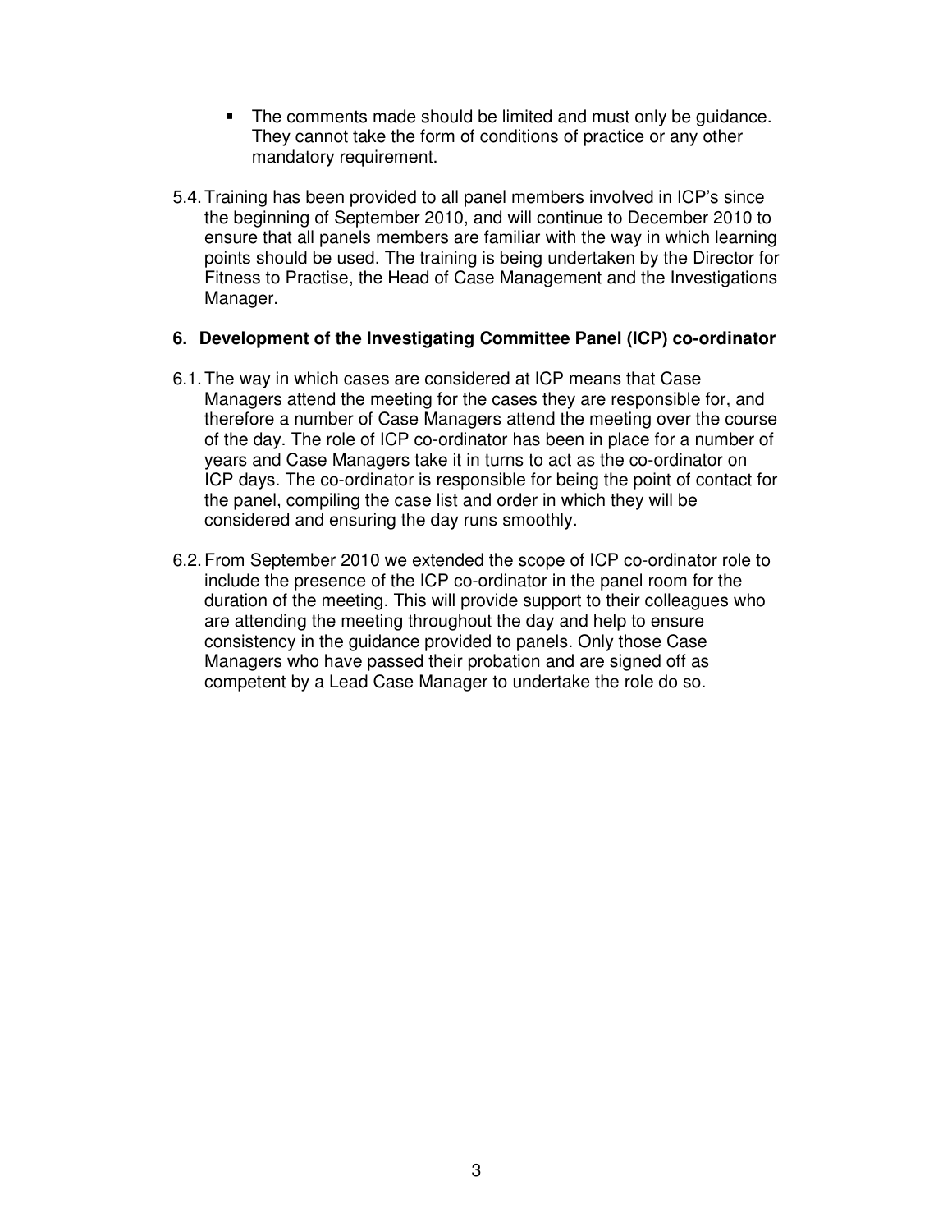- The comments made should be limited and must only be guidance. They cannot take the form of conditions of practice or any other mandatory requirement.

5.4. Training has been provided to all panel members involved in ICP's since the beginning of September 2010, and will continue to December 2010 to ensure that all panels members are familiar with the way in which learning points should be used. The training is being undertaken by the Director for Fitness to Practise, the Head of Case Management and the Investigations Manager.

## 6. Development of the Investigating Committee Panel (ICP) co-ordinator

6.1. The way in which cases are considered at ICP means that Case Managers attend the meeting for the cases they are responsible for, and therefore a number of Case Managers attend the meeting over the course of the day. The role of ICP co-ordinator has been in place for a number of years and Case Managers take it in turns to act as the co-ordinator on ICP days. The co-ordinator is responsible for being the point of contact for the panel, compiling the case list and order in which they will be considered and ensuring the day runs smoothly.

6.2. From September 2010 we extended the scope of ICP co-ordinator role to include the presence of the ICP co-ordinator in the panel room for the duration of the meeting. This will provide support to their colleagues who are attending the meeting throughout the day and help to ensure consistency in the guidance provided to panels. Only those Case Managers who have passed their probation and are signed off as competent by a Lead Case Manager to undertake the role do so.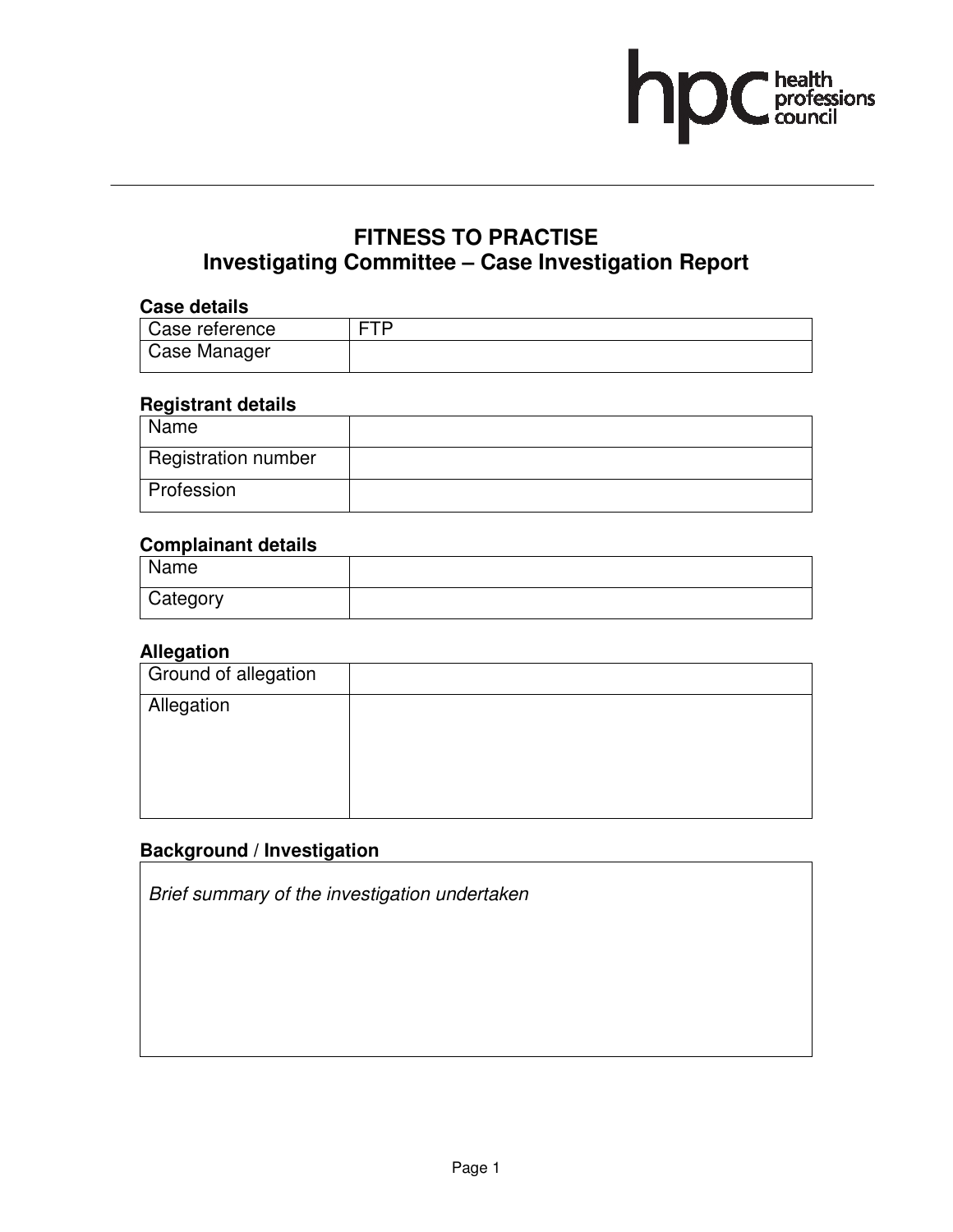# FITNESS TO PRACTISE
## Investigating Committee – Case Investigation Report

### Case details

| Case reference | FTP |
| --- | --- |
| Case Manager | |

### Registrant details

| Name | |
| --- | --- |
| Registration number | |
| Profession | |

### Complainant details

| Name | |
| --- | --- |
| Category | |

### Allegation

| Ground of allegation | |
| --- | --- |
| Allegation | |

### Background / Investigation

| *Brief summary of the investigation undertaken* |
| --- |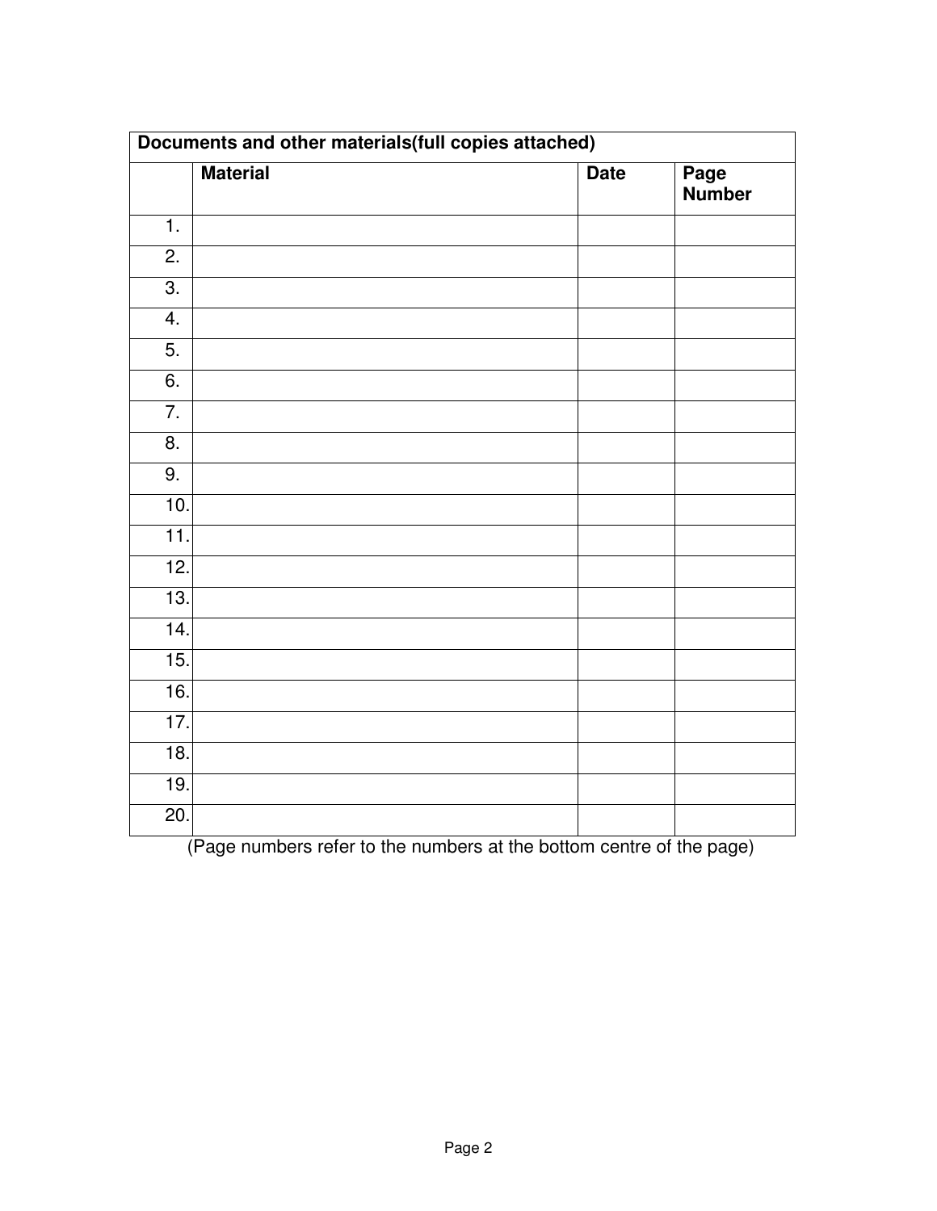| Documents and other materials(full copies attached) | | | |
|---|---|---|---|
| | **Material** | **Date** | **Page Number** |
| 1. | | | |
| 2. | | | |
| 3. | | | |
| 4. | | | |
| 5. | | | |
| 6. | | | |
| 7. | | | |
| 8. | | | |
| 9. | | | |
| 10. | | | |
| 11. | | | |
| 12. | | | |
| 13. | | | |
| 14. | | | |
| 15. | | | |
| 16. | | | |
| 17. | | | |
| 18. | | | |
| 19. | | | |
| 20. | | | |

(Page numbers refer to the numbers at the bottom centre of the page)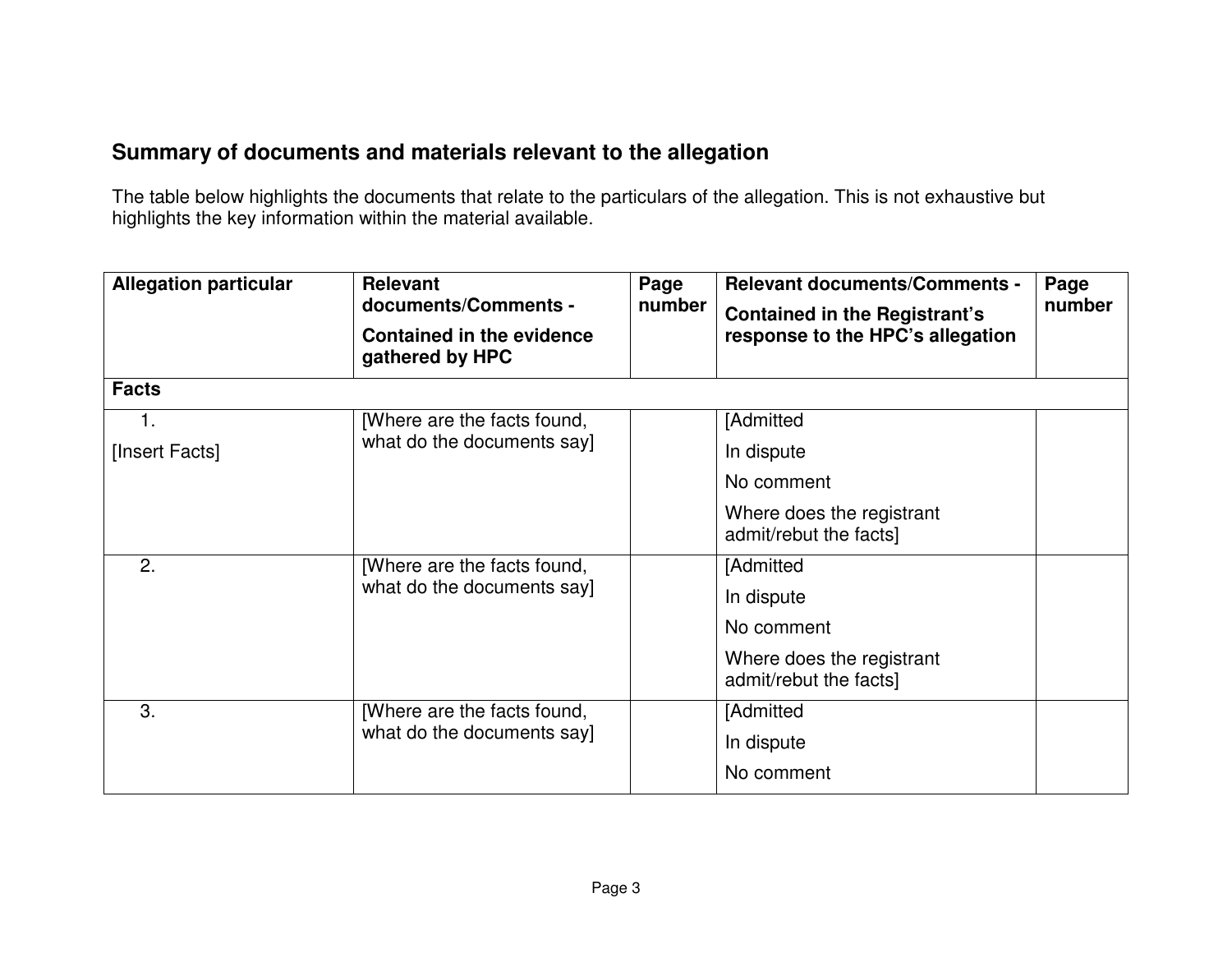## Summary of documents and materials relevant to the allegation

The table below highlights the documents that relate to the particulars of the allegation. This is not exhaustive but highlights the key information within the material available.

| **Allegation particular** | **Relevant documents/Comments - Contained in the evidence gathered by HPC** | **Page number** | **Relevant documents/Comments - Contained in the Registrant's response to the HPC's allegation** | **Page number** |
|---|---|---|---|---|
| **Facts** | | | | |
| 1. [Insert Facts] | [Where are the facts found, what do the documents say] | | [Admitted<br>In dispute<br>No comment<br>Where does the registrant admit/rebut the facts] | |
| 2. | [Where are the facts found, what do the documents say] | | [Admitted<br>In dispute<br>No comment<br>Where does the registrant admit/rebut the facts] | |
| 3. | [Where are the facts found, what do the documents say] | | [Admitted<br>In dispute<br>No comment | |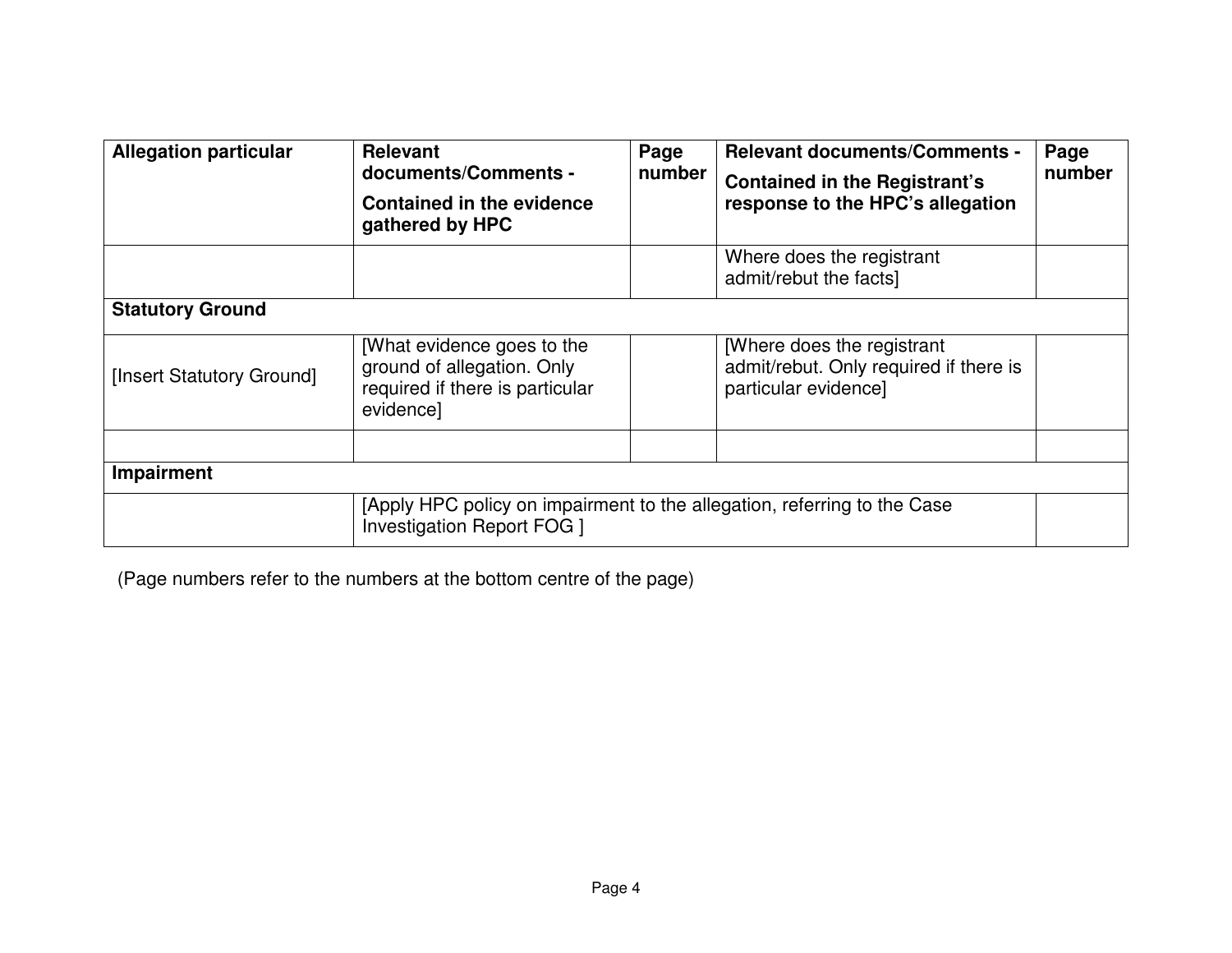| Allegation particular | Relevant documents/Comments - Contained in the evidence gathered by HPC | Page number | Relevant documents/Comments - Contained in the Registrant's response to the HPC's allegation | Page number |
|---|---|---|---|---|
| | | | Where does the registrant admit/rebut the facts] | |
| **Statutory Ground** | | | | |
| [Insert Statutory Ground] | [What evidence goes to the ground of allegation. Only required if there is particular evidence] | | [Where does the registrant admit/rebut. Only required if there is particular evidence] | |
| | | | | |
| **Impairment** | | | | |
| | [Apply HPC policy on impairment to the allegation, referring to the Case Investigation Report FOG ] | | | |

(Page numbers refer to the numbers at the bottom centre of the page)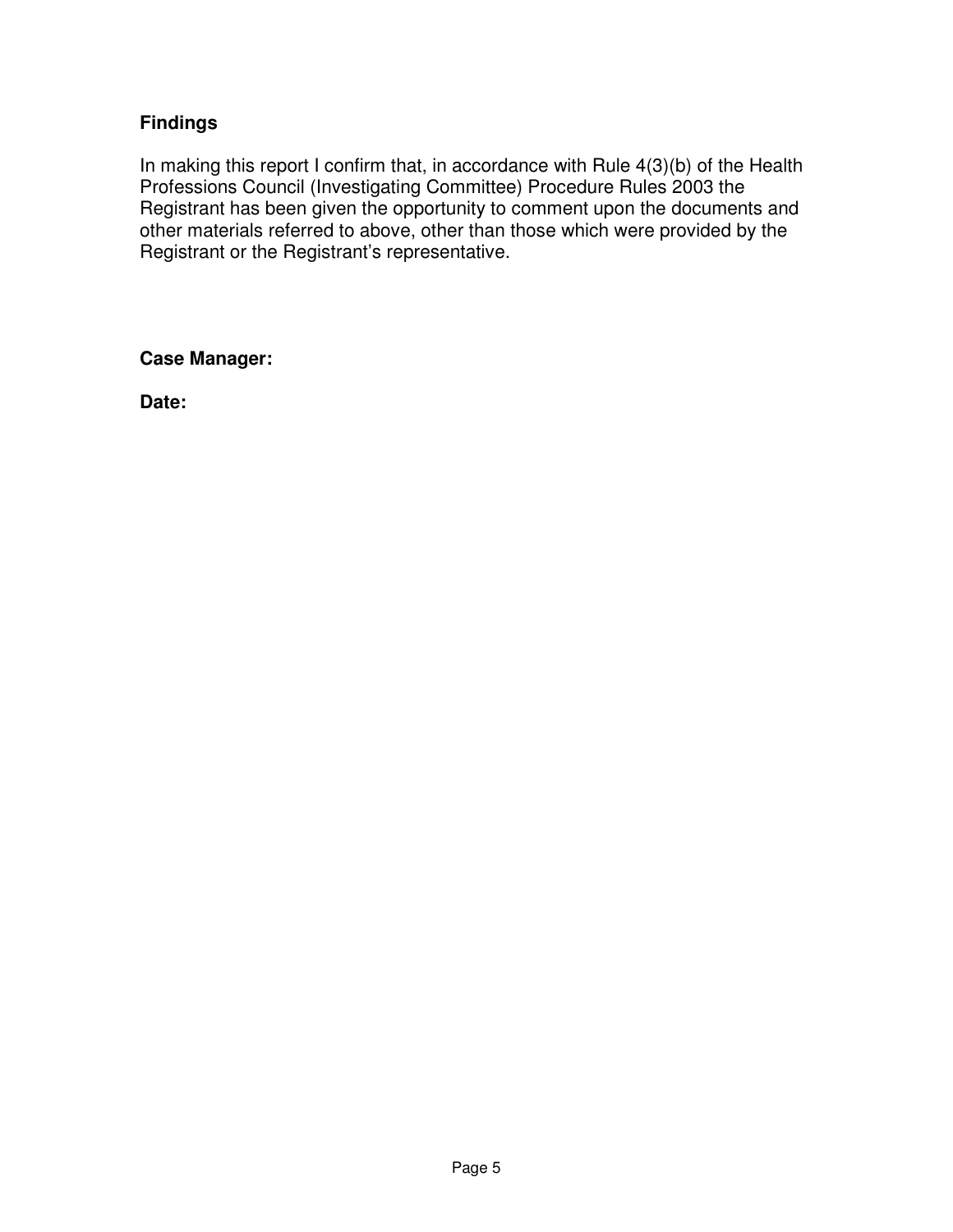## Findings

In making this report I confirm that, in accordance with Rule 4(3)(b) of the Health Professions Council (Investigating Committee) Procedure Rules 2003 the Registrant has been given the opportunity to comment upon the documents and other materials referred to above, other than those which were provided by the Registrant or the Registrant's representative.

**Case Manager:**

**Date:**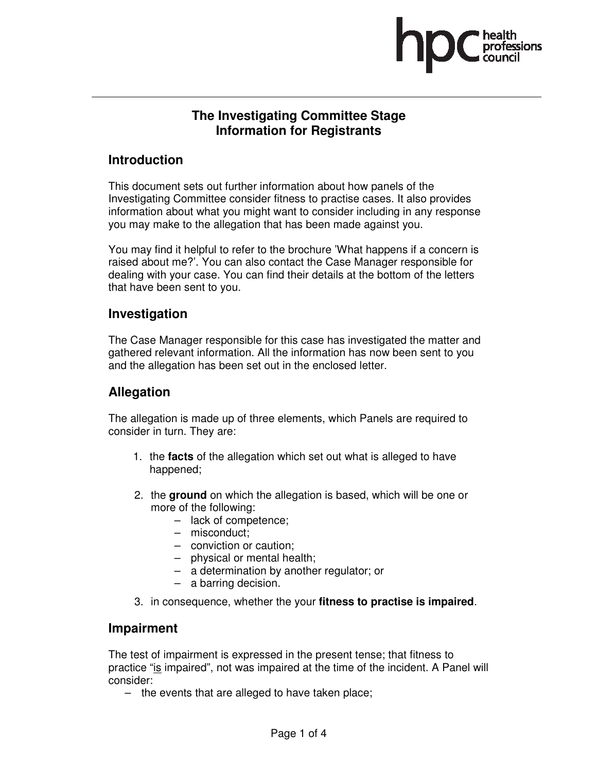# The Investigating Committee Stage
# Information for Registrants

## Introduction

This document sets out further information about how panels of the Investigating Committee consider fitness to practise cases. It also provides information about what you might want to consider including in any response you may make to the allegation that has been made against you.

You may find it helpful to refer to the brochure 'What happens if a concern is raised about me?'. You can also contact the Case Manager responsible for dealing with your case. You can find their details at the bottom of the letters that have been sent to you.

## Investigation

The Case Manager responsible for this case has investigated the matter and gathered relevant information. All the information has now been sent to you and the allegation has been set out in the enclosed letter.

## Allegation

The allegation is made up of three elements, which Panels are required to consider in turn. They are:

1. the **facts** of the allegation which set out what is alleged to have happened;

2. the **ground** on which the allegation is based, which will be one or more of the following:
   - lack of competence;
   - misconduct;
   - conviction or caution;
   - physical or mental health;
   - a determination by another regulator; or
   - a barring decision.

3. in consequence, whether the your **fitness to practise is impaired**.

## Impairment

The test of impairment is expressed in the present tense; that fitness to practice "is impaired", not was impaired at the time of the incident. A Panel will consider:

- the events that are alleged to have taken place;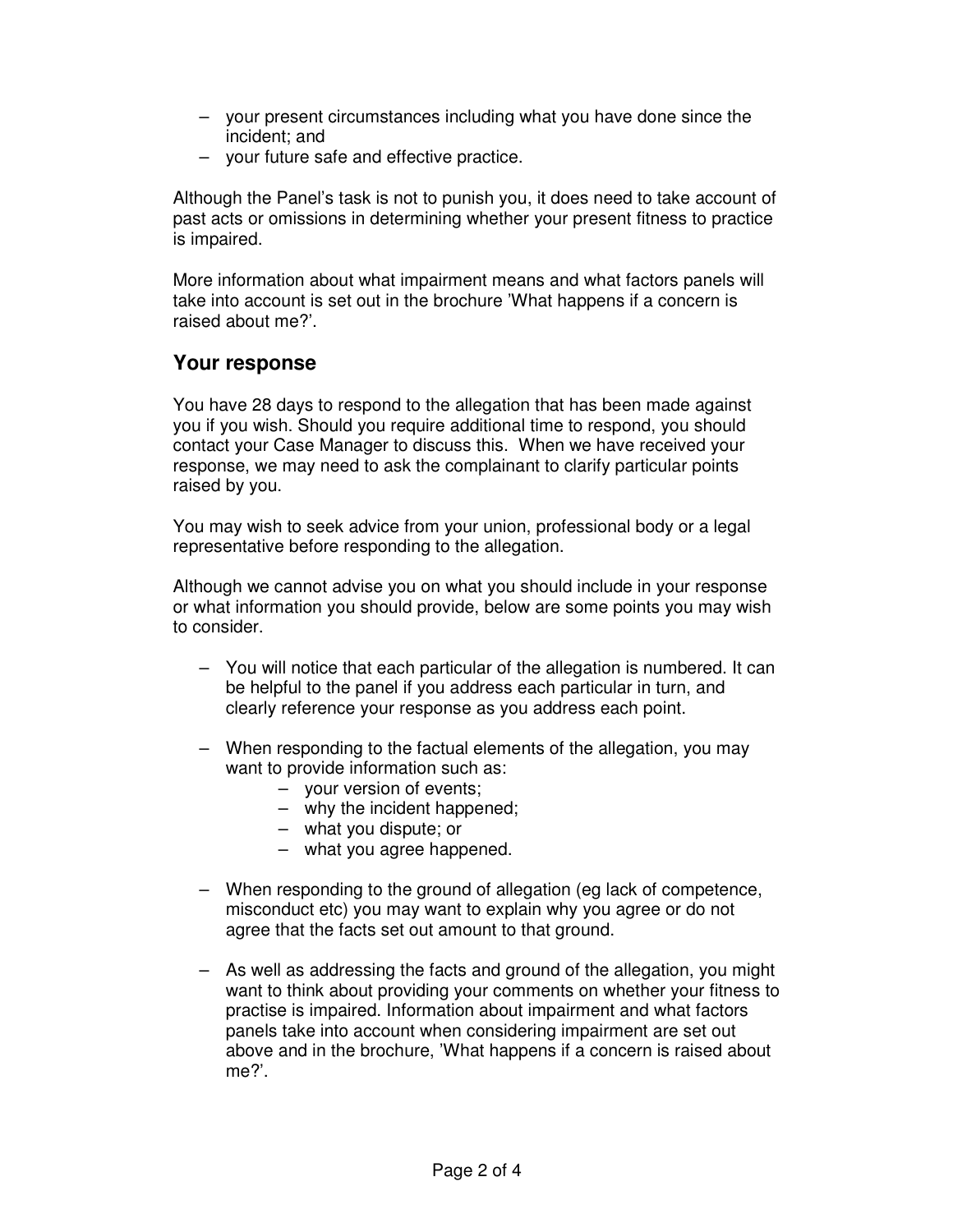- your present circumstances including what you have done since the incident; and
- your future safe and effective practice.

Although the Panel's task is not to punish you, it does need to take account of past acts or omissions in determining whether your present fitness to practice is impaired.

More information about what impairment means and what factors panels will take into account is set out in the brochure 'What happens if a concern is raised about me?'.

## Your response

You have 28 days to respond to the allegation that has been made against you if you wish. Should you require additional time to respond, you should contact your Case Manager to discuss this. When we have received your response, we may need to ask the complainant to clarify particular points raised by you.

You may wish to seek advice from your union, professional body or a legal representative before responding to the allegation.

Although we cannot advise you on what you should include in your response or what information you should provide, below are some points you may wish to consider.

- You will notice that each particular of the allegation is numbered. It can be helpful to the panel if you address each particular in turn, and clearly reference your response as you address each point.

- When responding to the factual elements of the allegation, you may want to provide information such as:
  - your version of events;
  - why the incident happened;
  - what you dispute; or
  - what you agree happened.

- When responding to the ground of allegation (eg lack of competence, misconduct etc) you may want to explain why you agree or do not agree that the facts set out amount to that ground.

- As well as addressing the facts and ground of the allegation, you might want to think about providing your comments on whether your fitness to practise is impaired. Information about impairment and what factors panels take into account when considering impairment are set out above and in the brochure, 'What happens if a concern is raised about me?'.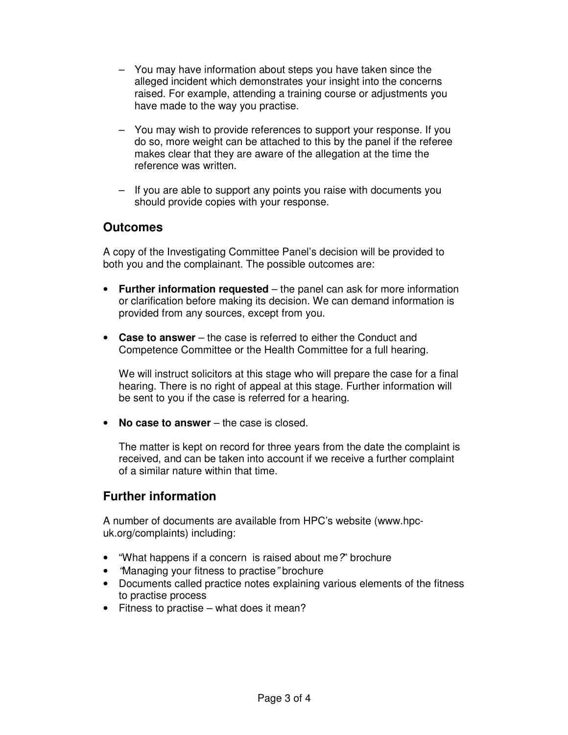– You may have information about steps you have taken since the alleged incident which demonstrates your insight into the concerns raised. For example, attending a training course or adjustments you have made to the way you practise.

– You may wish to provide references to support your response. If you do so, more weight can be attached to this by the panel if the referee makes clear that they are aware of the allegation at the time the reference was written.

– If you are able to support any points you raise with documents you should provide copies with your response.

## Outcomes

A copy of the Investigating Committee Panel's decision will be provided to both you and the complainant. The possible outcomes are:

- **Further information requested** – the panel can ask for more information or clarification before making its decision. We can demand information is provided from any sources, except from you.

- **Case to answer** – the case is referred to either the Conduct and Competence Committee or the Health Committee for a full hearing.

  We will instruct solicitors at this stage who will prepare the case for a final hearing. There is no right of appeal at this stage. Further information will be sent to you if the case is referred for a hearing.

- **No case to answer** – the case is closed.

  The matter is kept on record for three years from the date the complaint is received, and can be taken into account if we receive a further complaint of a similar nature within that time.

## Further information

A number of documents are available from HPC's website (www.hpc-uk.org/complaints) including:

- "What happens if a concern is raised about me?" brochure
- "Managing your fitness to practise" brochure
- Documents called practice notes explaining various elements of the fitness to practise process
- Fitness to practise – what does it mean?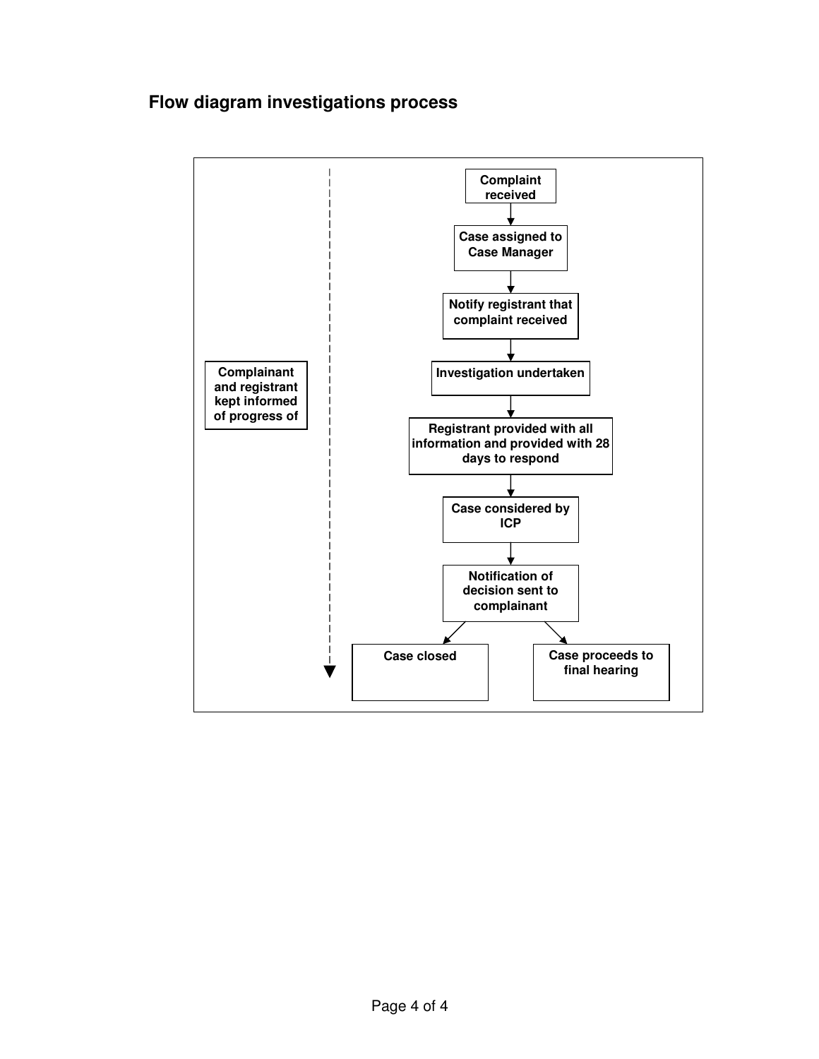## Flow diagram investigations process

Complaint received
↓
Case assigned to Case Manager
↓
Notify registrant that complaint received
↓
Investigation undertaken
↓
Registrant provided with all information and provided with 28 days to respond
↓
Case considered by ICP
↓
Notification of decision sent to complainant
↓
Case closed | Case proceeds to final hearing

Complainant and registrant kept informed of progress of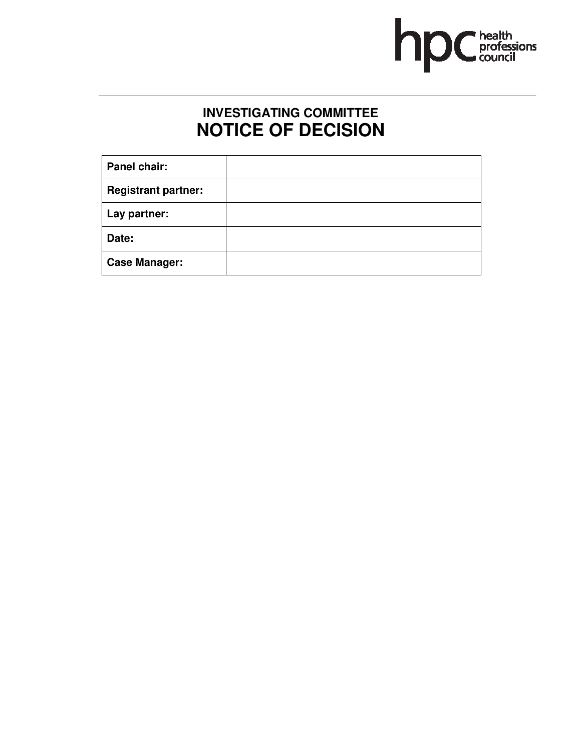hpc health professions council

## INVESTIGATING COMMITTEE
# NOTICE OF DECISION

| **Panel chair:** | |
|---|---|
| **Registrant partner:** | |
| **Lay partner:** | |
| **Date:** | |
| **Case Manager:** | |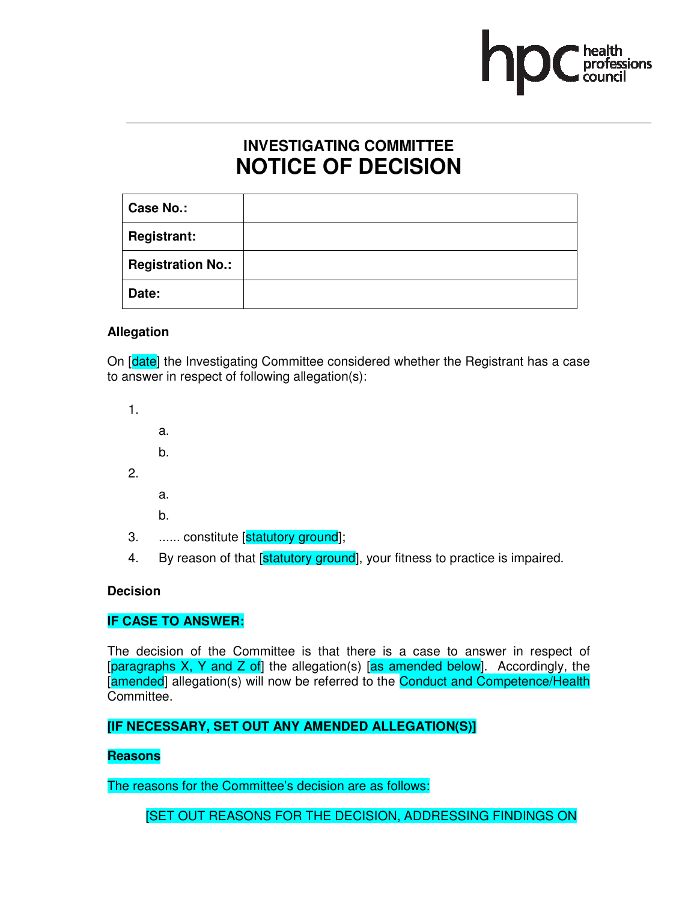# INVESTIGATING COMMITTEE
# NOTICE OF DECISION

| Case No.: | |
|---|---|
| Registrant: | |
| Registration No.: | |
| Date: | |

**Allegation**

On [date] the Investigating Committee considered whether the Registrant has a case to answer in respect of following allegation(s):

1.
   a.
   b.
2.
   a.
   b.
3. ...... constitute [statutory ground];
4. By reason of that [statutory ground], your fitness to practice is impaired.

**Decision**

**IF CASE TO ANSWER:**

The decision of the Committee is that there is a case to answer in respect of [paragraphs X, Y and Z of] the allegation(s) [as amended below]. Accordingly, the [amended] allegation(s) will now be referred to the Conduct and Competence/Health Committee.

**[IF NECESSARY, SET OUT ANY AMENDED ALLEGATION(S)]**

**Reasons**

The reasons for the Committee's decision are as follows:

[SET OUT REASONS FOR THE DECISION, ADDRESSING FINDINGS ON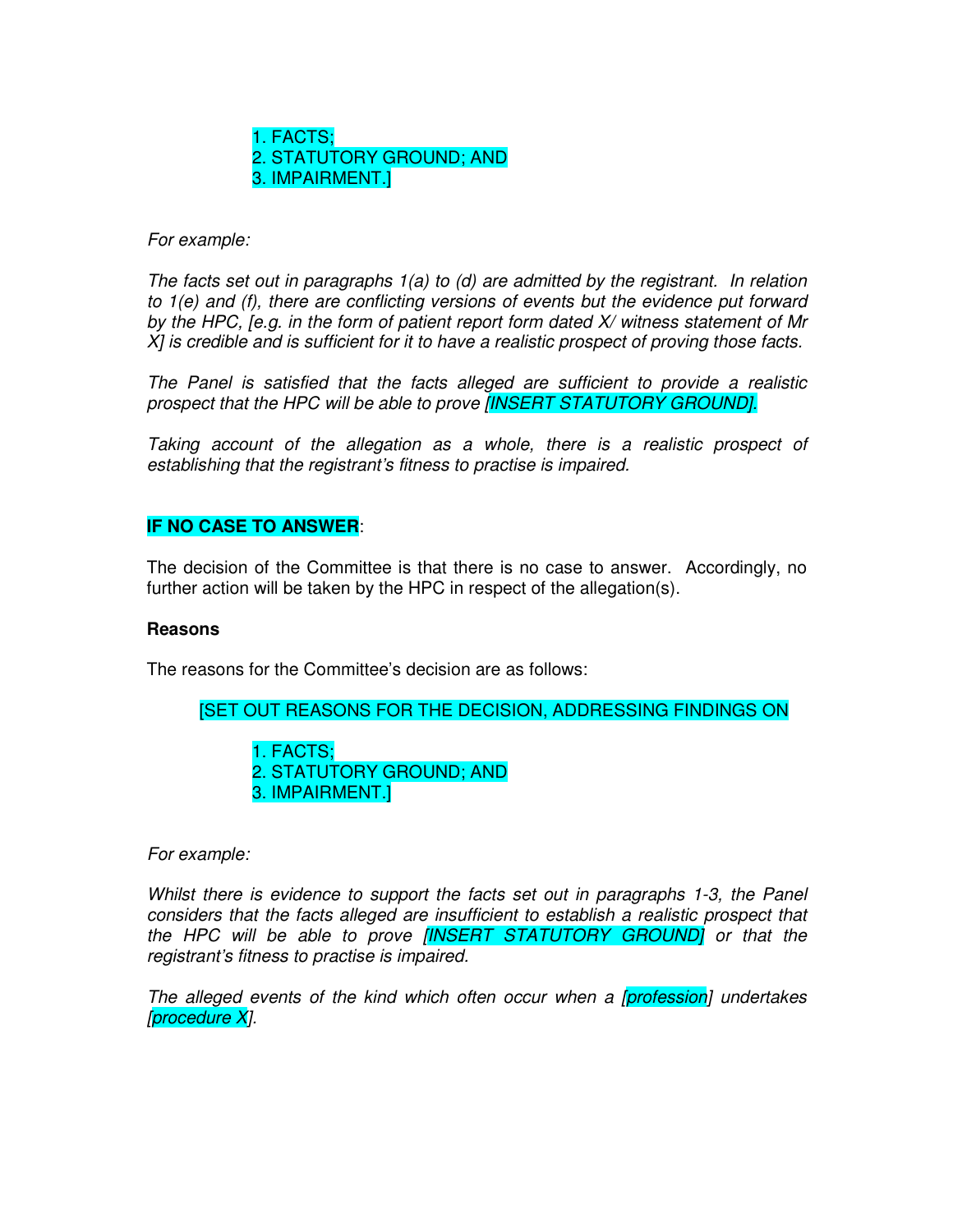1. FACTS;
2. STATUTORY GROUND; AND
3. IMPAIRMENT.]

*For example:*

*The facts set out in paragraphs 1(a) to (d) are admitted by the registrant. In relation to 1(e) and (f), there are conflicting versions of events but the evidence put forward by the HPC, [e.g. in the form of patient report form dated X/ witness statement of Mr X] is credible and is sufficient for it to have a realistic prospect of proving those facts.*

*The Panel is satisfied that the facts alleged are sufficient to provide a realistic prospect that the HPC will be able to prove [INSERT STATUTORY GROUND].*

*Taking account of the allegation as a whole, there is a realistic prospect of establishing that the registrant's fitness to practise is impaired.*

**IF NO CASE TO ANSWER**:

The decision of the Committee is that there is no case to answer. Accordingly, no further action will be taken by the HPC in respect of the allegation(s).

**Reasons**

The reasons for the Committee's decision are as follows:

[SET OUT REASONS FOR THE DECISION, ADDRESSING FINDINGS ON

1. FACTS;
2. STATUTORY GROUND; AND
3. IMPAIRMENT.]

*For example:*

*Whilst there is evidence to support the facts set out in paragraphs 1-3, the Panel considers that the facts alleged are insufficient to establish a realistic prospect that the HPC will be able to prove [INSERT STATUTORY GROUND] or that the registrant's fitness to practise is impaired.*

*The alleged events of the kind which often occur when a [profession] undertakes [procedure X].*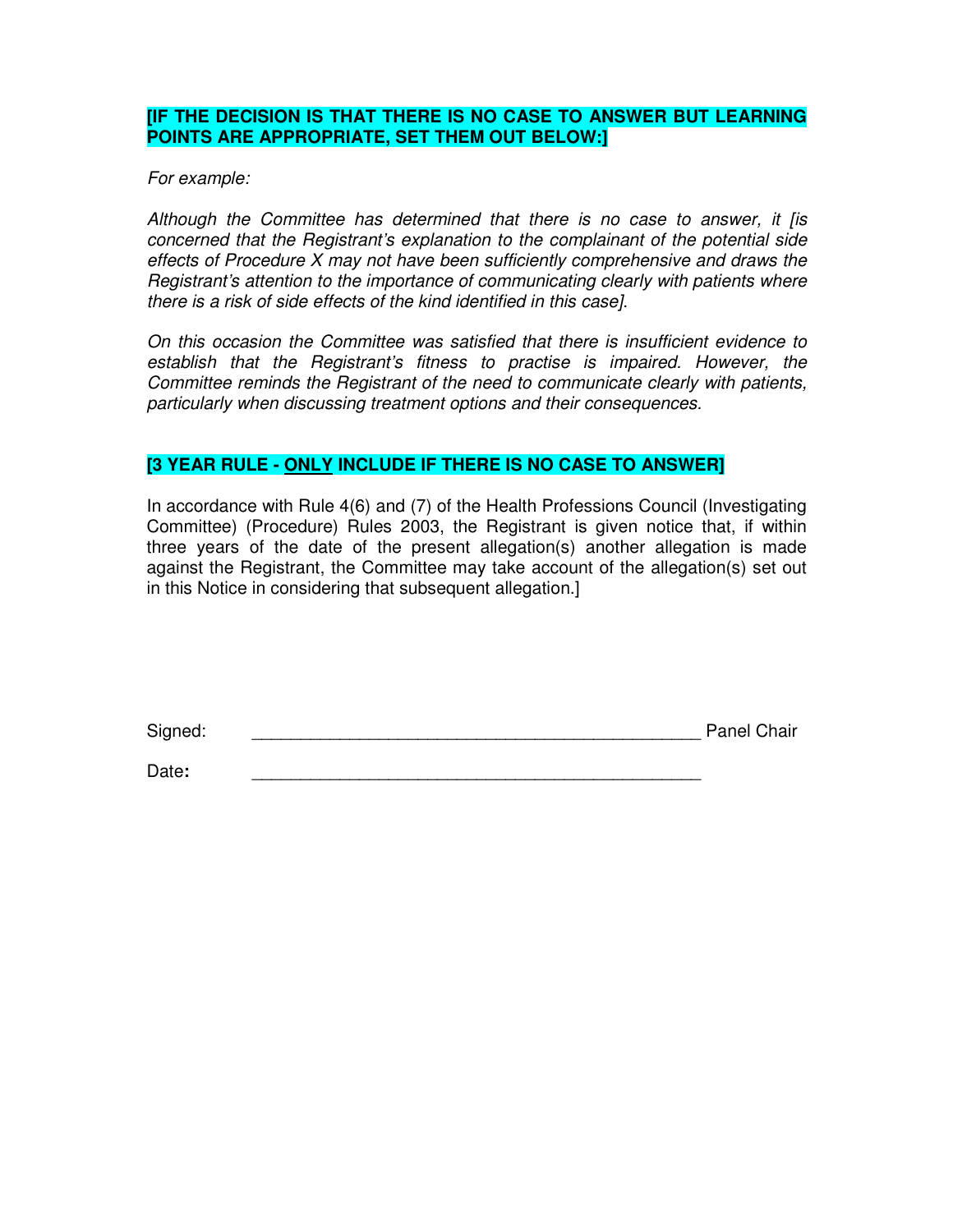**[IF THE DECISION IS THAT THERE IS NO CASE TO ANSWER BUT LEARNING POINTS ARE APPROPRIATE, SET THEM OUT BELOW:]**

*For example:*

*Although the Committee has determined that there is no case to answer, it [is concerned that the Registrant's explanation to the complainant of the potential side effects of Procedure X may not have been sufficiently comprehensive and draws the Registrant's attention to the importance of communicating clearly with patients where there is a risk of side effects of the kind identified in this case].*

*On this occasion the Committee was satisfied that there is insufficient evidence to establish that the Registrant's fitness to practise is impaired. However, the Committee reminds the Registrant of the need to communicate clearly with patients, particularly when discussing treatment options and their consequences.*

**[3 YEAR RULE - <u>ONLY</u> INCLUDE IF THERE IS NO CASE TO ANSWER]**

In accordance with Rule 4(6) and (7) of the Health Professions Council (Investigating Committee) (Procedure) Rules 2003, the Registrant is given notice that, if within three years of the date of the present allegation(s) another allegation is made against the Registrant, the Committee may take account of the allegation(s) set out in this Notice in considering that subsequent allegation.]

Signed: _______________________________________________ Panel Chair

Date**:** _______________________________________________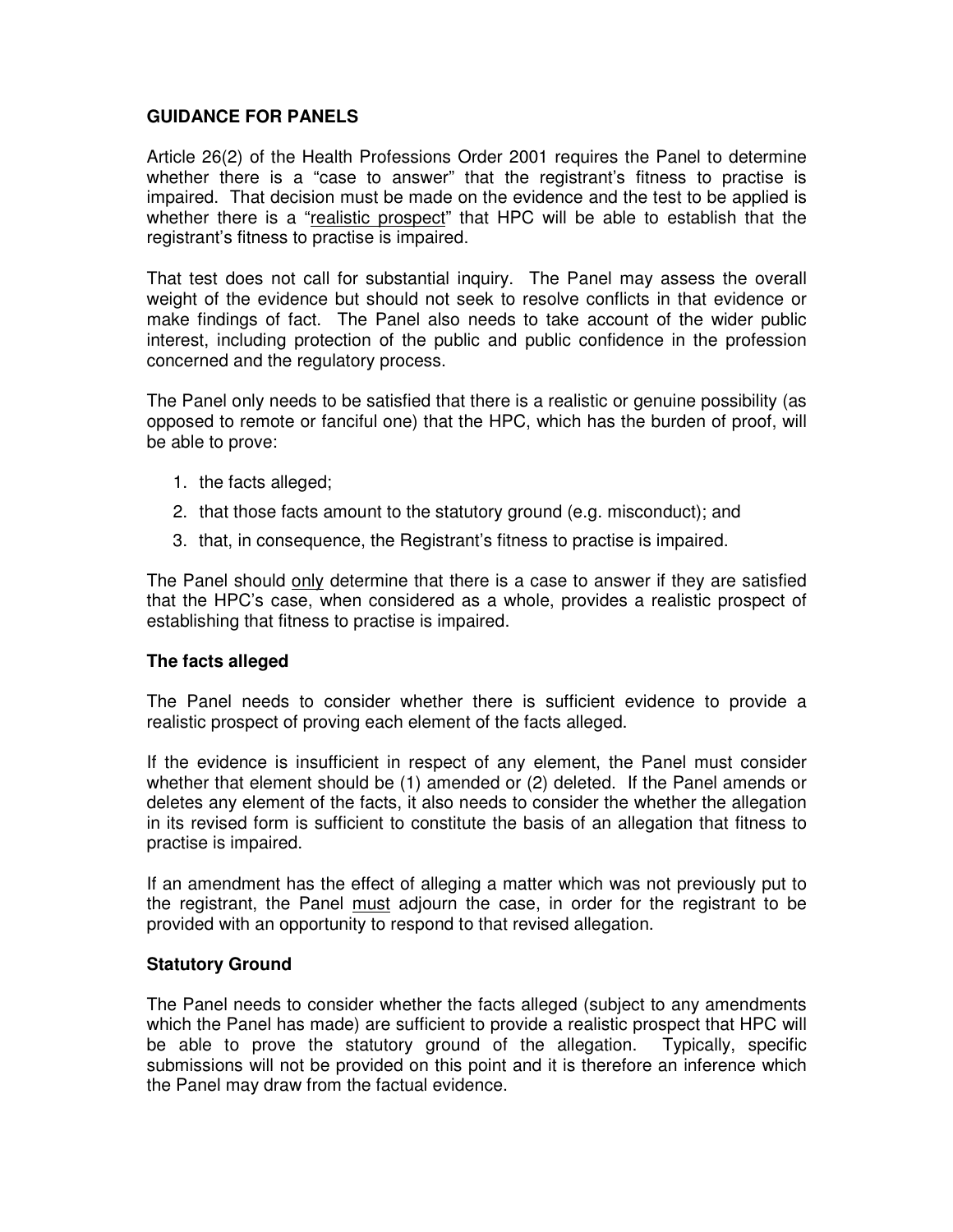## GUIDANCE FOR PANELS

Article 26(2) of the Health Professions Order 2001 requires the Panel to determine whether there is a "case to answer" that the registrant's fitness to practise is impaired. That decision must be made on the evidence and the test to be applied is whether there is a "realistic prospect" that HPC will be able to establish that the registrant's fitness to practise is impaired.

That test does not call for substantial inquiry. The Panel may assess the overall weight of the evidence but should not seek to resolve conflicts in that evidence or make findings of fact. The Panel also needs to take account of the wider public interest, including protection of the public and public confidence in the profession concerned and the regulatory process.

The Panel only needs to be satisfied that there is a realistic or genuine possibility (as opposed to remote or fanciful one) that the HPC, which has the burden of proof, will be able to prove:

1. the facts alleged;
2. that those facts amount to the statutory ground (e.g. misconduct); and
3. that, in consequence, the Registrant's fitness to practise is impaired.

The Panel should only determine that there is a case to answer if they are satisfied that the HPC's case, when considered as a whole, provides a realistic prospect of establishing that fitness to practise is impaired.

### The facts alleged

The Panel needs to consider whether there is sufficient evidence to provide a realistic prospect of proving each element of the facts alleged.

If the evidence is insufficient in respect of any element, the Panel must consider whether that element should be (1) amended or (2) deleted. If the Panel amends or deletes any element of the facts, it also needs to consider the whether the allegation in its revised form is sufficient to constitute the basis of an allegation that fitness to practise is impaired.

If an amendment has the effect of alleging a matter which was not previously put to the registrant, the Panel must adjourn the case, in order for the registrant to be provided with an opportunity to respond to that revised allegation.

### Statutory Ground

The Panel needs to consider whether the facts alleged (subject to any amendments which the Panel has made) are sufficient to provide a realistic prospect that HPC will be able to prove the statutory ground of the allegation. Typically, specific submissions will not be provided on this point and it is therefore an inference which the Panel may draw from the factual evidence.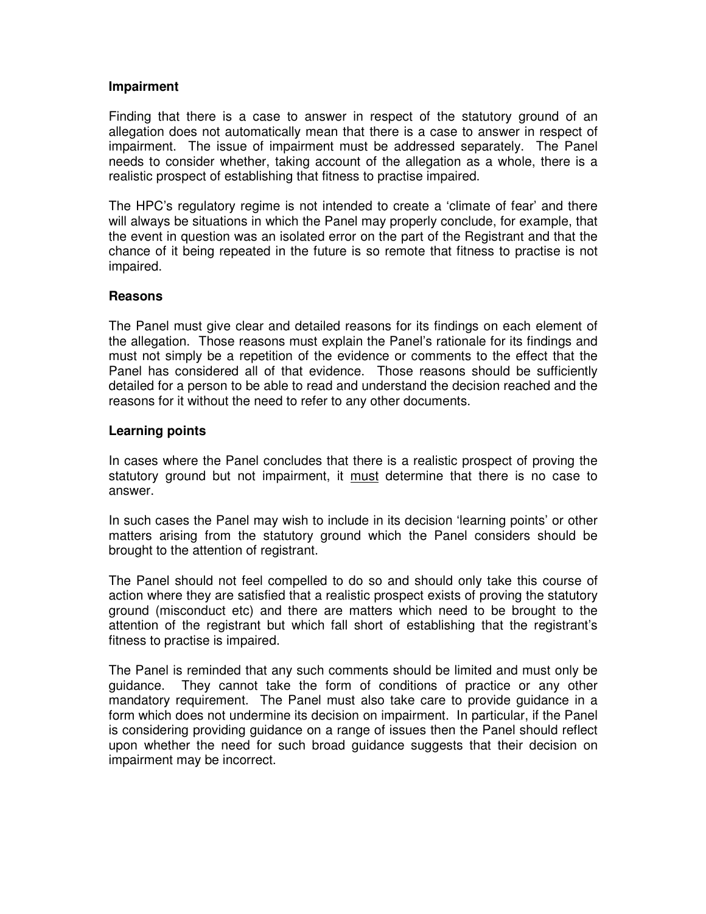### Impairment

Finding that there is a case to answer in respect of the statutory ground of an allegation does not automatically mean that there is a case to answer in respect of impairment. The issue of impairment must be addressed separately. The Panel needs to consider whether, taking account of the allegation as a whole, there is a realistic prospect of establishing that fitness to practise impaired.

The HPC's regulatory regime is not intended to create a 'climate of fear' and there will always be situations in which the Panel may properly conclude, for example, that the event in question was an isolated error on the part of the Registrant and that the chance of it being repeated in the future is so remote that fitness to practise is not impaired.

### Reasons

The Panel must give clear and detailed reasons for its findings on each element of the allegation. Those reasons must explain the Panel's rationale for its findings and must not simply be a repetition of the evidence or comments to the effect that the Panel has considered all of that evidence. Those reasons should be sufficiently detailed for a person to be able to read and understand the decision reached and the reasons for it without the need to refer to any other documents.

### Learning points

In cases where the Panel concludes that there is a realistic prospect of proving the statutory ground but not impairment, it <u>must</u> determine that there is no case to answer.

In such cases the Panel may wish to include in its decision 'learning points' or other matters arising from the statutory ground which the Panel considers should be brought to the attention of registrant.

The Panel should not feel compelled to do so and should only take this course of action where they are satisfied that a realistic prospect exists of proving the statutory ground (misconduct etc) and there are matters which need to be brought to the attention of the registrant but which fall short of establishing that the registrant's fitness to practise is impaired.

The Panel is reminded that any such comments should be limited and must only be guidance. They cannot take the form of conditions of practice or any other mandatory requirement. The Panel must also take care to provide guidance in a form which does not undermine its decision on impairment. In particular, if the Panel is considering providing guidance on a range of issues then the Panel should reflect upon whether the need for such broad guidance suggests that their decision on impairment may be incorrect.